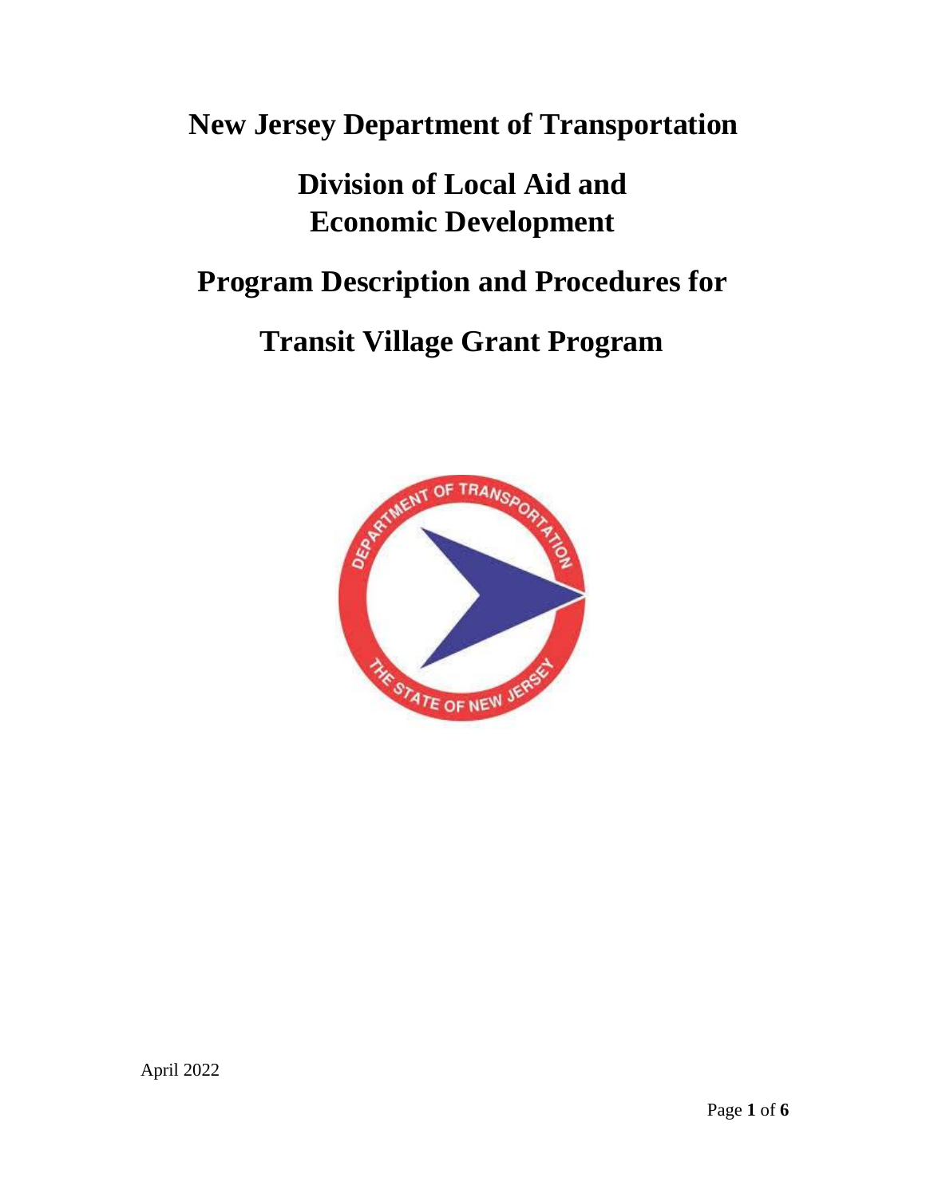# New Jersey Department of Transportation

# Division of Local Aid and Economic Development

# Program Description and Procedures for

# Transit Village Grant Program

April 2022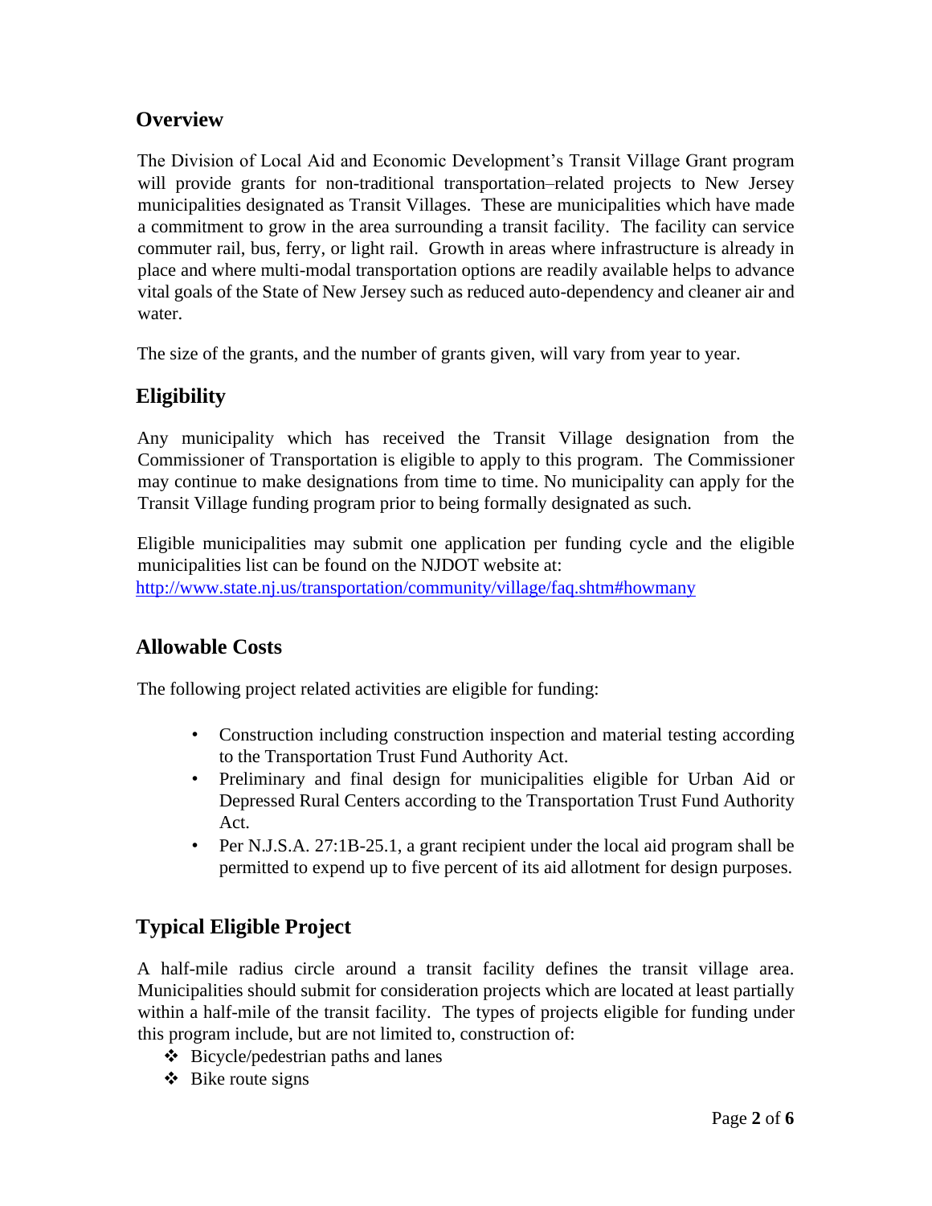## Overview

The Division of Local Aid and Economic Development's Transit Village Grant program will provide grants for non-traditional transportation–related projects to New Jersey municipalities designated as Transit Villages. These are municipalities which have made a commitment to grow in the area surrounding a transit facility. The facility can service commuter rail, bus, ferry, or light rail. Growth in areas where infrastructure is already in place and where multi-modal transportation options are readily available helps to advance vital goals of the State of New Jersey such as reduced auto-dependency and cleaner air and water.

The size of the grants, and the number of grants given, will vary from year to year.

## Eligibility

Any municipality which has received the Transit Village designation from the Commissioner of Transportation is eligible to apply to this program. The Commissioner may continue to make designations from time to time. No municipality can apply for the Transit Village funding program prior to being formally designated as such.

Eligible municipalities may submit one application per funding cycle and the eligible municipalities list can be found on the NJDOT website at:
http://www.state.nj.us/transportation/community/village/faq.shtm#howmany

## Allowable Costs

The following project related activities are eligible for funding:

- Construction including construction inspection and material testing according to the Transportation Trust Fund Authority Act.
- Preliminary and final design for municipalities eligible for Urban Aid or Depressed Rural Centers according to the Transportation Trust Fund Authority Act.
- Per N.J.S.A. 27:1B-25.1, a grant recipient under the local aid program shall be permitted to expend up to five percent of its aid allotment for design purposes.

## Typical Eligible Project

A half-mile radius circle around a transit facility defines the transit village area. Municipalities should submit for consideration projects which are located at least partially within a half-mile of the transit facility. The types of projects eligible for funding under this program include, but are not limited to, construction of:

- Bicycle/pedestrian paths and lanes
- Bike route signs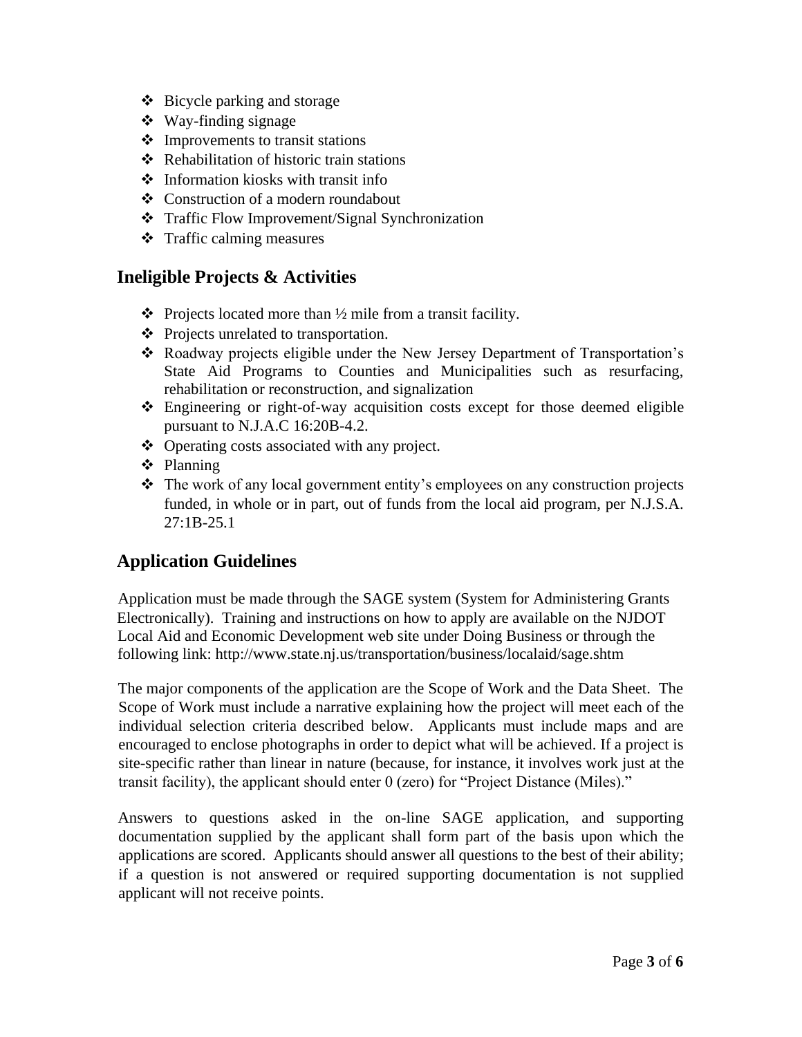- Bicycle parking and storage
- Way-finding signage
- Improvements to transit stations
- Rehabilitation of historic train stations
- Information kiosks with transit info
- Construction of a modern roundabout
- Traffic Flow Improvement/Signal Synchronization
- Traffic calming measures

## Ineligible Projects & Activities

- Projects located more than ½ mile from a transit facility.
- Projects unrelated to transportation.
- Roadway projects eligible under the New Jersey Department of Transportation's State Aid Programs to Counties and Municipalities such as resurfacing, rehabilitation or reconstruction, and signalization
- Engineering or right-of-way acquisition costs except for those deemed eligible pursuant to N.J.A.C 16:20B-4.2.
- Operating costs associated with any project.
- Planning
- The work of any local government entity's employees on any construction projects funded, in whole or in part, out of funds from the local aid program, per N.J.S.A. 27:1B-25.1

## Application Guidelines

Application must be made through the SAGE system (System for Administering Grants Electronically). Training and instructions on how to apply are available on the NJDOT Local Aid and Economic Development web site under Doing Business or through the following link: http://www.state.nj.us/transportation/business/localaid/sage.shtm

The major components of the application are the Scope of Work and the Data Sheet. The Scope of Work must include a narrative explaining how the project will meet each of the individual selection criteria described below. Applicants must include maps and are encouraged to enclose photographs in order to depict what will be achieved. If a project is site-specific rather than linear in nature (because, for instance, it involves work just at the transit facility), the applicant should enter 0 (zero) for "Project Distance (Miles)."

Answers to questions asked in the on-line SAGE application, and supporting documentation supplied by the applicant shall form part of the basis upon which the applications are scored. Applicants should answer all questions to the best of their ability; if a question is not answered or required supporting documentation is not supplied applicant will not receive points.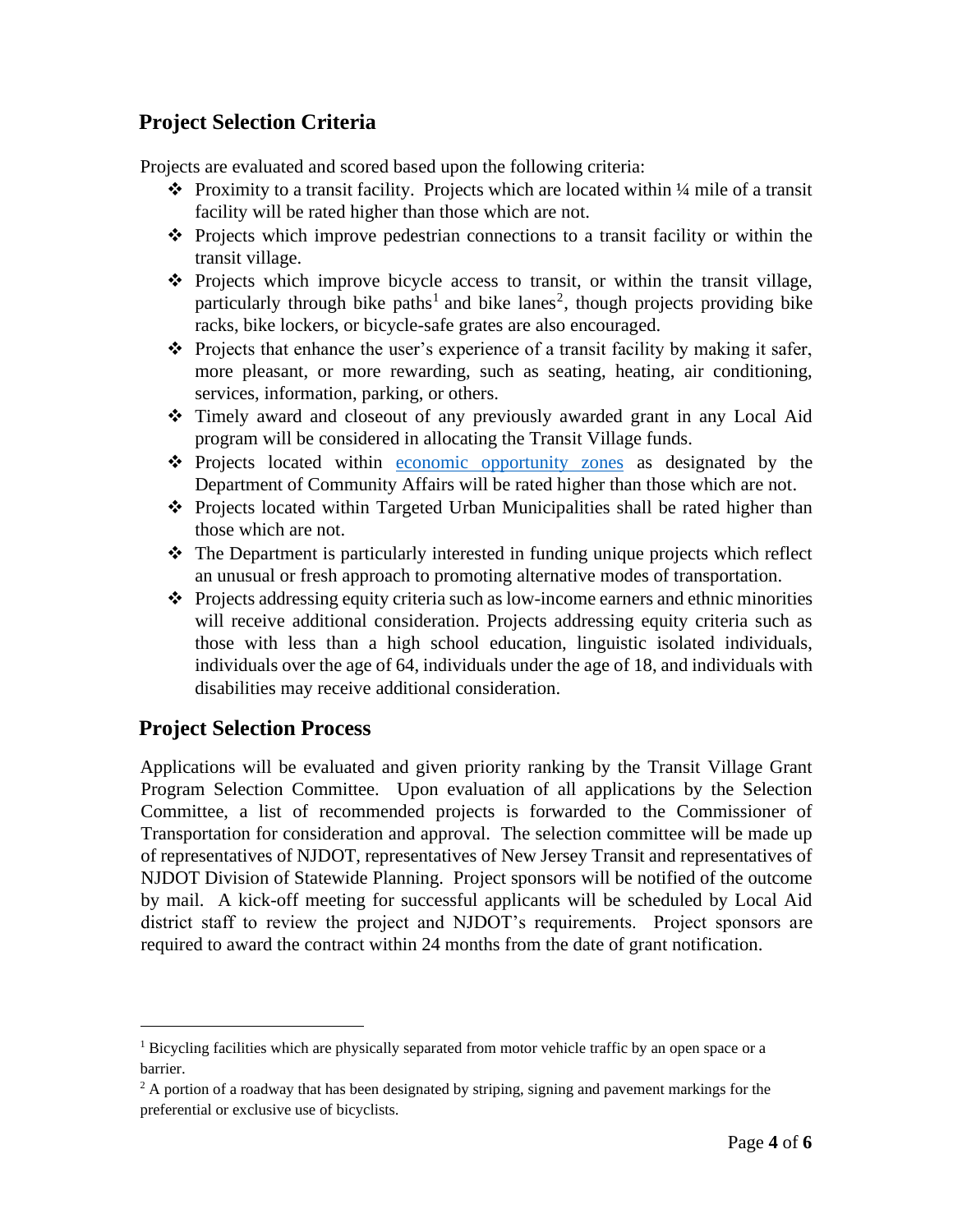## Project Selection Criteria

Projects are evaluated and scored based upon the following criteria:

- Proximity to a transit facility. Projects which are located within ¼ mile of a transit facility will be rated higher than those which are not.
- Projects which improve pedestrian connections to a transit facility or within the transit village.
- Projects which improve bicycle access to transit, or within the transit village, particularly through bike paths[1] and bike lanes[2], though projects providing bike racks, bike lockers, or bicycle-safe grates are also encouraged.
- Projects that enhance the user's experience of a transit facility by making it safer, more pleasant, or more rewarding, such as seating, heating, air conditioning, services, information, parking, or others.
- Timely award and closeout of any previously awarded grant in any Local Aid program will be considered in allocating the Transit Village funds.
- Projects located within economic opportunity zones as designated by the Department of Community Affairs will be rated higher than those which are not.
- Projects located within Targeted Urban Municipalities shall be rated higher than those which are not.
- The Department is particularly interested in funding unique projects which reflect an unusual or fresh approach to promoting alternative modes of transportation.
- Projects addressing equity criteria such as low-income earners and ethnic minorities will receive additional consideration. Projects addressing equity criteria such as those with less than a high school education, linguistic isolated individuals, individuals over the age of 64, individuals under the age of 18, and individuals with disabilities may receive additional consideration.

## Project Selection Process

Applications will be evaluated and given priority ranking by the Transit Village Grant Program Selection Committee. Upon evaluation of all applications by the Selection Committee, a list of recommended projects is forwarded to the Commissioner of Transportation for consideration and approval. The selection committee will be made up of representatives of NJDOT, representatives of New Jersey Transit and representatives of NJDOT Division of Statewide Planning. Project sponsors will be notified of the outcome by mail. A kick-off meeting for successful applicants will be scheduled by Local Aid district staff to review the project and NJDOT's requirements. Project sponsors are required to award the contract within 24 months from the date of grant notification.

---

[1] Bicycling facilities which are physically separated from motor vehicle traffic by an open space or a barrier.

[2] A portion of a roadway that has been designated by striping, signing and pavement markings for the preferential or exclusive use of bicyclists.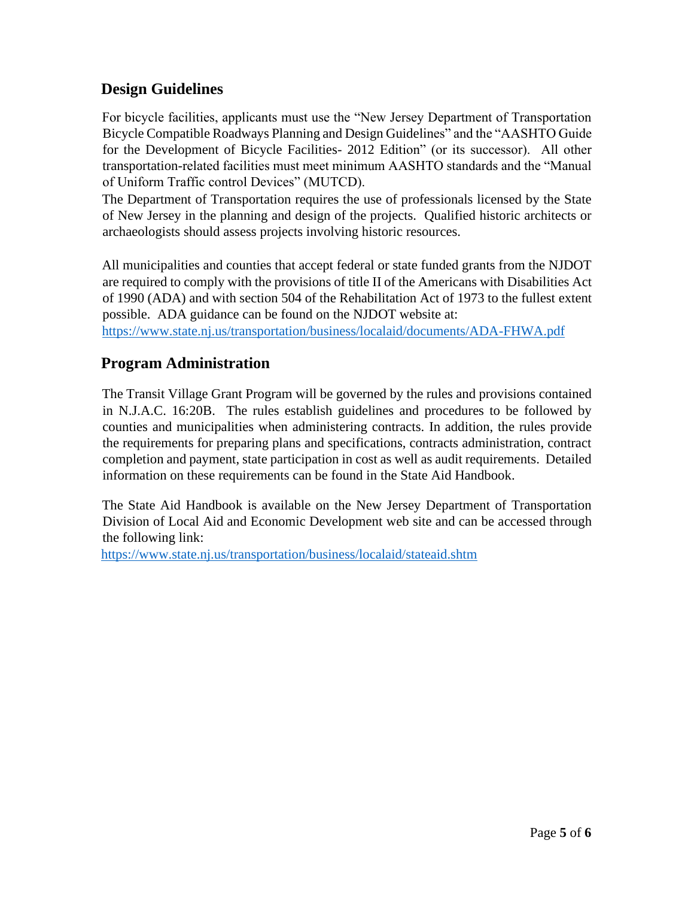## Design Guidelines

For bicycle facilities, applicants must use the "New Jersey Department of Transportation Bicycle Compatible Roadways Planning and Design Guidelines" and the "AASHTO Guide for the Development of Bicycle Facilities- 2012 Edition" (or its successor). All other transportation-related facilities must meet minimum AASHTO standards and the "Manual of Uniform Traffic control Devices" (MUTCD).

The Department of Transportation requires the use of professionals licensed by the State of New Jersey in the planning and design of the projects. Qualified historic architects or archaeologists should assess projects involving historic resources.

All municipalities and counties that accept federal or state funded grants from the NJDOT are required to comply with the provisions of title II of the Americans with Disabilities Act of 1990 (ADA) and with section 504 of the Rehabilitation Act of 1973 to the fullest extent possible. ADA guidance can be found on the NJDOT website at:
https://www.state.nj.us/transportation/business/localaid/documents/ADA-FHWA.pdf

## Program Administration

The Transit Village Grant Program will be governed by the rules and provisions contained in N.J.A.C. 16:20B. The rules establish guidelines and procedures to be followed by counties and municipalities when administering contracts. In addition, the rules provide the requirements for preparing plans and specifications, contracts administration, contract completion and payment, state participation in cost as well as audit requirements. Detailed information on these requirements can be found in the State Aid Handbook.

The State Aid Handbook is available on the New Jersey Department of Transportation Division of Local Aid and Economic Development web site and can be accessed through the following link:
https://www.state.nj.us/transportation/business/localaid/stateaid.shtm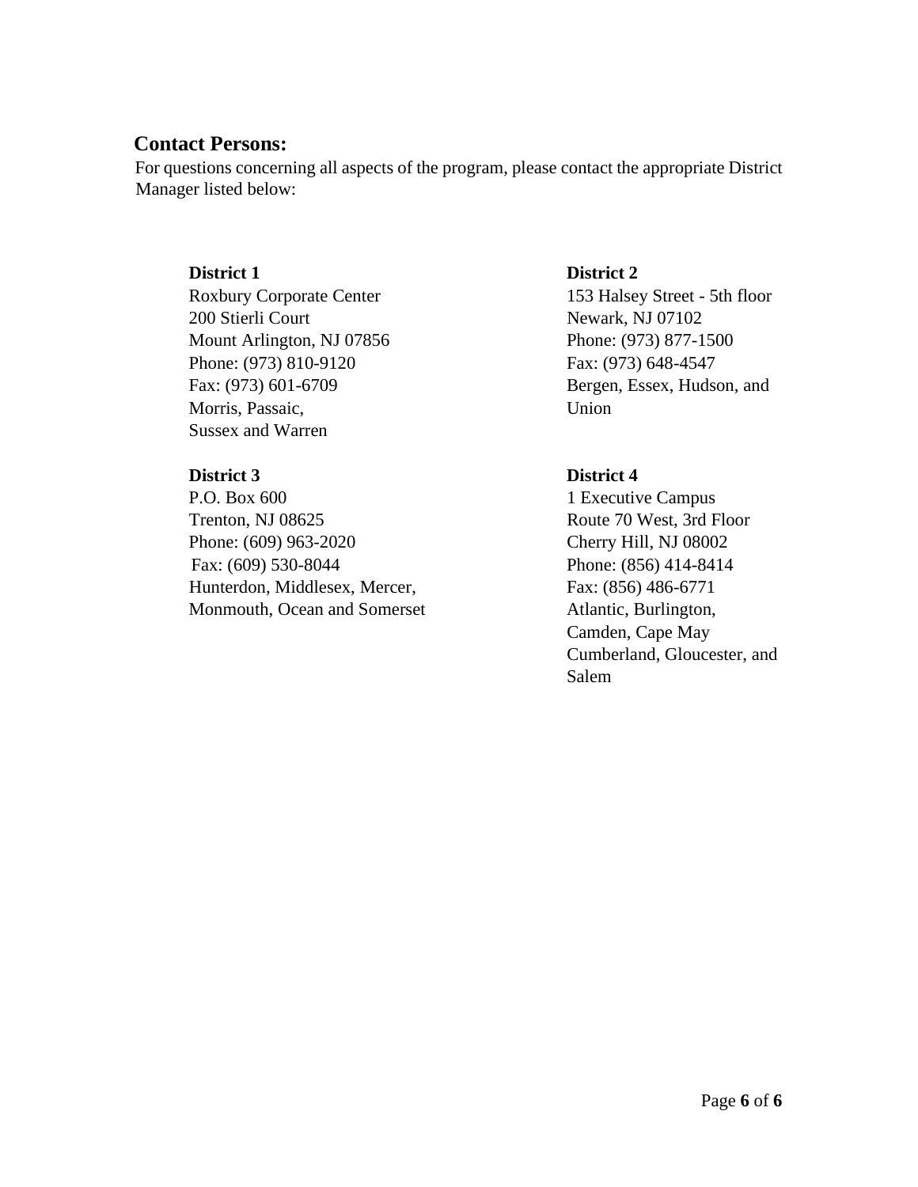## Contact Persons:

For questions concerning all aspects of the program, please contact the appropriate District Manager listed below:

**District 1**
Roxbury Corporate Center
200 Stierli Court
Mount Arlington, NJ 07856
Phone: (973) 810-9120
Fax: (973) 601-6709
Morris, Passaic,
Sussex and Warren

**District 2**
153 Halsey Street - 5th floor
Newark, NJ 07102
Phone: (973) 877-1500
Fax: (973) 648-4547
Bergen, Essex, Hudson, and Union

**District 3**
P.O. Box 600
Trenton, NJ 08625
Phone: (609) 963-2020
Fax: (609) 530-8044
Hunterdon, Middlesex, Mercer,
Monmouth, Ocean and Somerset

**District 4**
1 Executive Campus
Route 70 West, 3rd Floor
Cherry Hill, NJ 08002
Phone: (856) 414-8414
Fax: (856) 486-6771
Atlantic, Burlington,
Camden, Cape May
Cumberland, Gloucester, and
Salem